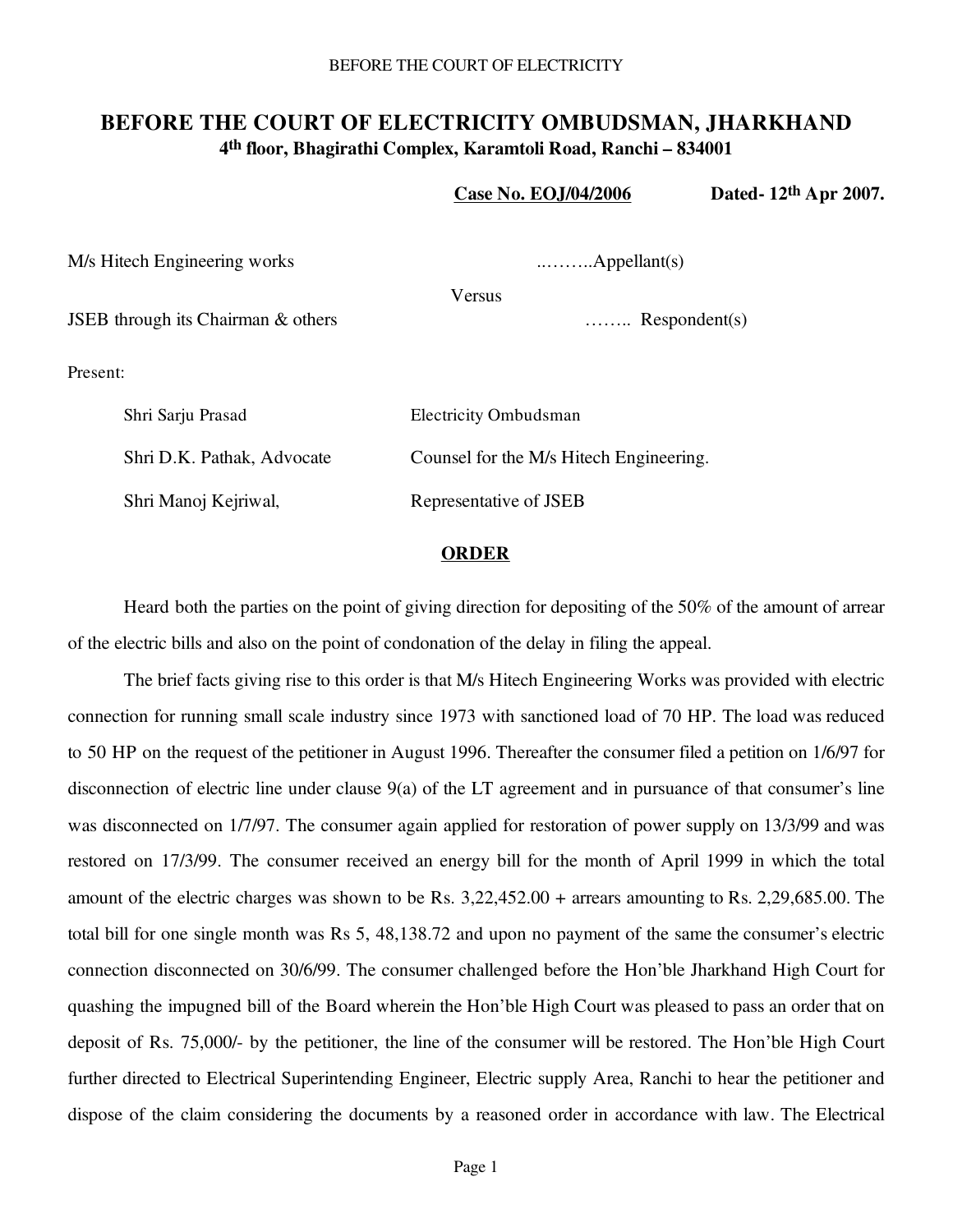BEFORE THE COURT OF ELECTRICITY

# BEFORE THE COURT OF ELECTRICITY OMBUDSMAN, JHARKHAND

**4th floor, Bhagirathi Complex, Karamtoli Road, Ranchi – 834001**

**Case No. EOJ/04/2006** **Dated- 12th Apr 2007.**

M/s Hitech Engineering works ..……..Appellant(s)

Versus

JSEB through its Chairman & others …….. Respondent(s)

Present:

| | |
|---|---|
| Shri Sarju Prasad | Electricity Ombudsman |
| Shri D.K. Pathak, Advocate | Counsel for the M/s Hitech Engineering. |
| Shri Manoj Kejriwal, | Representative of JSEB |

## ORDER

Heard both the parties on the point of giving direction for depositing of the 50% of the amount of arrear of the electric bills and also on the point of condonation of the delay in filing the appeal.

The brief facts giving rise to this order is that M/s Hitech Engineering Works was provided with electric connection for running small scale industry since 1973 with sanctioned load of 70 HP. The load was reduced to 50 HP on the request of the petitioner in August 1996. Thereafter the consumer filed a petition on 1/6/97 for disconnection of electric line under clause 9(a) of the LT agreement and in pursuance of that consumer's line was disconnected on 1/7/97. The consumer again applied for restoration of power supply on 13/3/99 and was restored on 17/3/99. The consumer received an energy bill for the month of April 1999 in which the total amount of the electric charges was shown to be Rs. 3,22,452.00 + arrears amounting to Rs. 2,29,685.00. The total bill for one single month was Rs 5, 48,138.72 and upon no payment of the same the consumer's electric connection disconnected on 30/6/99. The consumer challenged before the Hon'ble Jharkhand High Court for quashing the impugned bill of the Board wherein the Hon'ble High Court was pleased to pass an order that on deposit of Rs. 75,000/- by the petitioner, the line of the consumer will be restored. The Hon'ble High Court further directed to Electrical Superintending Engineer, Electric supply Area, Ranchi to hear the petitioner and dispose of the claim considering the documents by a reasoned order in accordance with law. The Electrical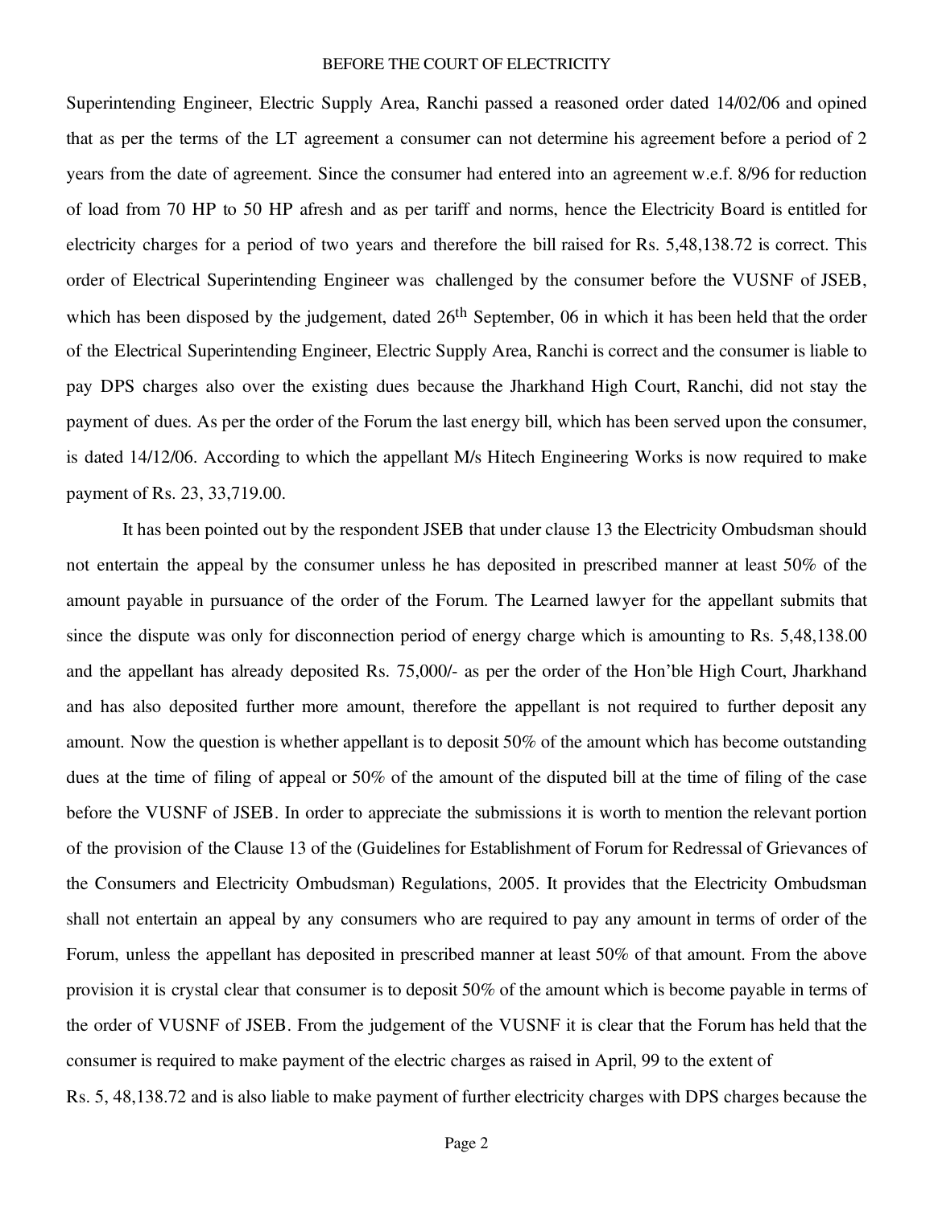Superintending Engineer, Electric Supply Area, Ranchi passed a reasoned order dated 14/02/06 and opined that as per the terms of the LT agreement a consumer can not determine his agreement before a period of 2 years from the date of agreement. Since the consumer had entered into an agreement w.e.f. 8/96 for reduction of load from 70 HP to 50 HP afresh and as per tariff and norms, hence the Electricity Board is entitled for electricity charges for a period of two years and therefore the bill raised for Rs. 5,48,138.72 is correct. This order of Electrical Superintending Engineer was challenged by the consumer before the VUSNF of JSEB, which has been disposed by the judgement, dated 26th September, 06 in which it has been held that the order of the Electrical Superintending Engineer, Electric Supply Area, Ranchi is correct and the consumer is liable to pay DPS charges also over the existing dues because the Jharkhand High Court, Ranchi, did not stay the payment of dues. As per the order of the Forum the last energy bill, which has been served upon the consumer, is dated 14/12/06. According to which the appellant M/s Hitech Engineering Works is now required to make payment of Rs. 23, 33,719.00.

It has been pointed out by the respondent JSEB that under clause 13 the Electricity Ombudsman should not entertain the appeal by the consumer unless he has deposited in prescribed manner at least 50% of the amount payable in pursuance of the order of the Forum. The Learned lawyer for the appellant submits that since the dispute was only for disconnection period of energy charge which is amounting to Rs. 5,48,138.00 and the appellant has already deposited Rs. 75,000/- as per the order of the Hon'ble High Court, Jharkhand and has also deposited further more amount, therefore the appellant is not required to further deposit any amount. Now the question is whether appellant is to deposit 50% of the amount which has become outstanding dues at the time of filing of appeal or 50% of the amount of the disputed bill at the time of filing of the case before the VUSNF of JSEB. In order to appreciate the submissions it is worth to mention the relevant portion of the provision of the Clause 13 of the (Guidelines for Establishment of Forum for Redressal of Grievances of the Consumers and Electricity Ombudsman) Regulations, 2005. It provides that the Electricity Ombudsman shall not entertain an appeal by any consumers who are required to pay any amount in terms of order of the Forum, unless the appellant has deposited in prescribed manner at least 50% of that amount. From the above provision it is crystal clear that consumer is to deposit 50% of the amount which is become payable in terms of the order of VUSNF of JSEB. From the judgement of the VUSNF it is clear that the Forum has held that the consumer is required to make payment of the electric charges as raised in April, 99 to the extent of Rs. 5, 48,138.72 and is also liable to make payment of further electricity charges with DPS charges because the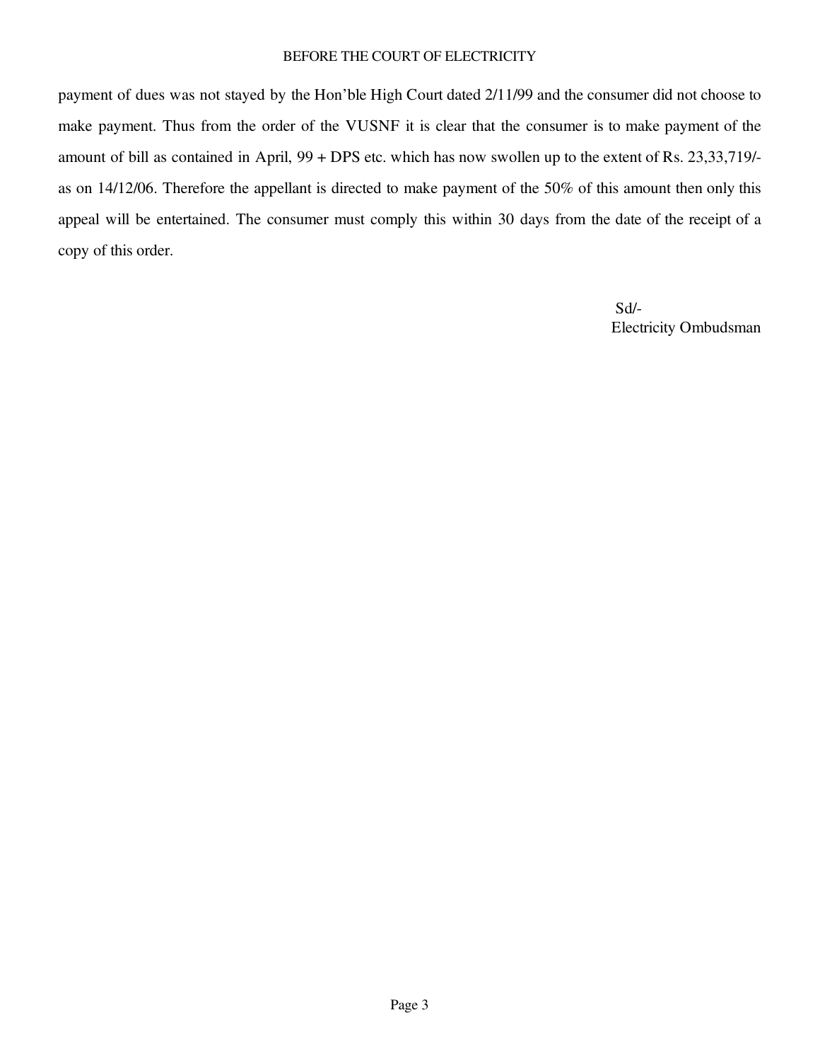payment of dues was not stayed by the Hon'ble High Court dated 2/11/99 and the consumer did not choose to make payment. Thus from the order of the VUSNF it is clear that the consumer is to make payment of the amount of bill as contained in April, 99 + DPS etc. which has now swollen up to the extent of Rs. 23,33,719/- as on 14/12/06. Therefore the appellant is directed to make payment of the 50% of this amount then only this appeal will be entertained. The consumer must comply this within 30 days from the date of the receipt of a copy of this order.

Sd/-
Electricity Ombudsman